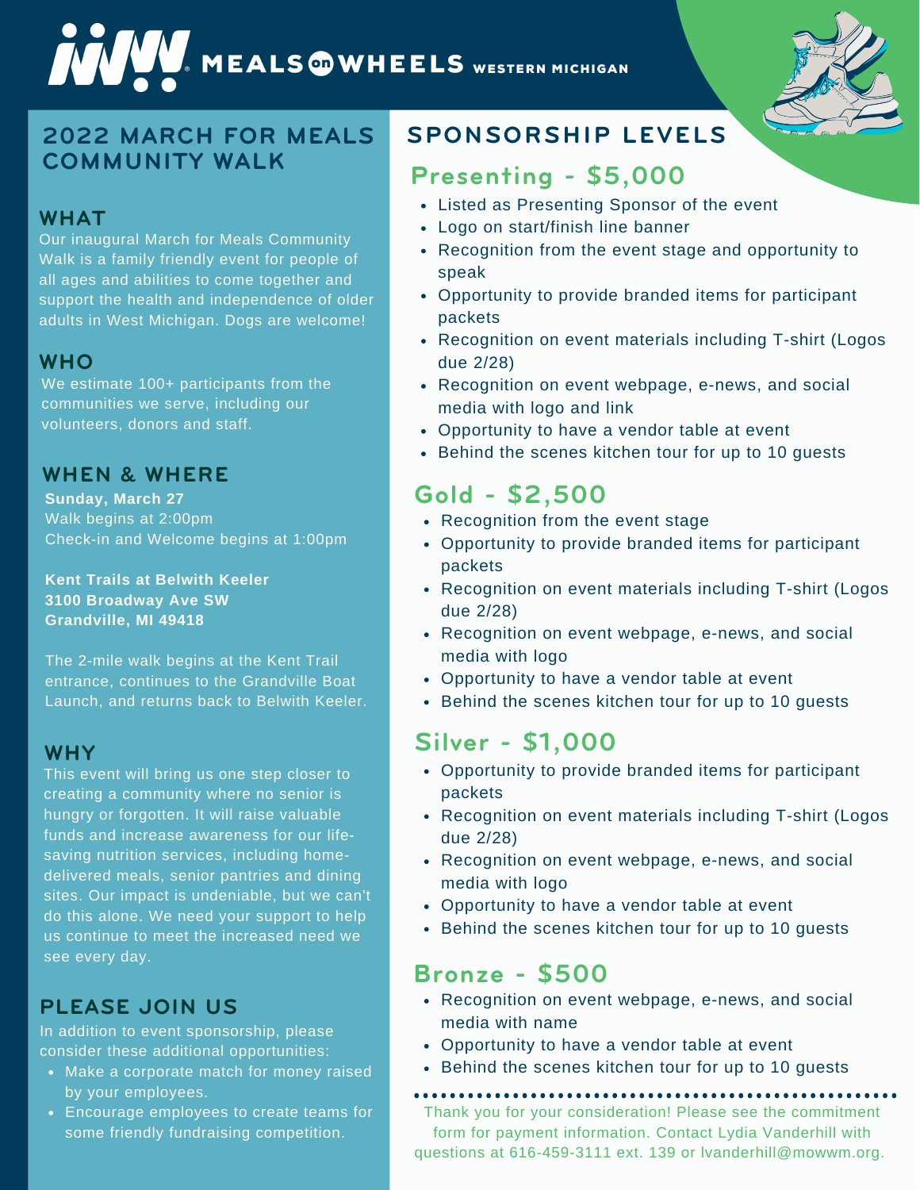MEALS on WHEELS WESTERN MICHIGAN

## 2022 MARCH FOR MEALS COMMUNITY WALK

### WHAT

Our inaugural March for Meals Community Walk is a family friendly event for people of all ages and abilities to come together and support the health and independence of older adults in West Michigan. Dogs are welcome!

### WHO

We estimate 100+ participants from the communities we serve, including our volunteers, donors and staff.

### WHEN & WHERE

**Sunday, March 27**
Walk begins at 2:00pm
Check-in and Welcome begins at 1:00pm

**Kent Trails at Belwith Keeler**
**3100 Broadway Ave SW**
**Grandville, MI 49418**

The 2-mile walk begins at the Kent Trail entrance, continues to the Grandville Boat Launch, and returns back to Belwith Keeler.

### WHY

This event will bring us one step closer to creating a community where no senior is hungry or forgotten. It will raise valuable funds and increase awareness for our life-saving nutrition services, including home-delivered meals, senior pantries and dining sites. Our impact is undeniable, but we can't do this alone. We need your support to help us continue to meet the increased need we see every day.

### PLEASE JOIN US

In addition to event sponsorship, please consider these additional opportunities:

- Make a corporate match for money raised by your employees.
- Encourage employees to create teams for some friendly fundraising competition.

## SPONSORSHIP LEVELS

### Presenting - $5,000

- Listed as Presenting Sponsor of the event
- Logo on start/finish line banner
- Recognition from the event stage and opportunity to speak
- Opportunity to provide branded items for participant packets
- Recognition on event materials including T-shirt (Logos due 2/28)
- Recognition on event webpage, e-news, and social media with logo and link
- Opportunity to have a vendor table at event
- Behind the scenes kitchen tour for up to 10 guests

### Gold - $2,500

- Recognition from the event stage
- Opportunity to provide branded items for participant packets
- Recognition on event materials including T-shirt (Logos due 2/28)
- Recognition on event webpage, e-news, and social media with logo
- Opportunity to have a vendor table at event
- Behind the scenes kitchen tour for up to 10 guests

### Silver - $1,000

- Opportunity to provide branded items for participant packets
- Recognition on event materials including T-shirt (Logos due 2/28)
- Recognition on event webpage, e-news, and social media with logo
- Opportunity to have a vendor table at event
- Behind the scenes kitchen tour for up to 10 guests

### Bronze - $500

- Recognition on event webpage, e-news, and social media with name
- Opportunity to have a vendor table at event
- Behind the scenes kitchen tour for up to 10 guests

Thank you for your consideration! Please see the commitment form for payment information. Contact Lydia Vanderhill with questions at 616-459-3111 ext. 139 or lvanderhill@mowwm.org.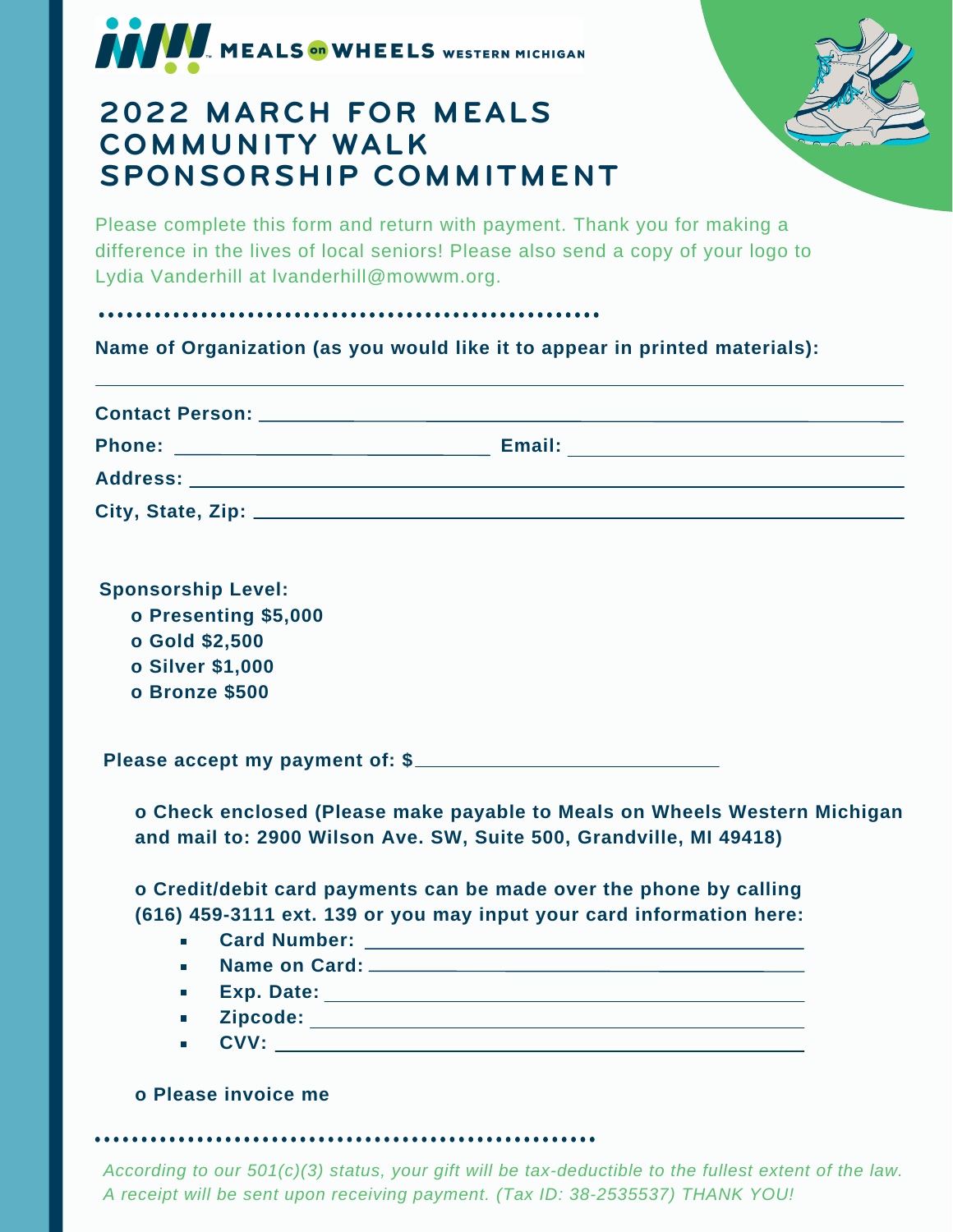MEALS on WHEELS WESTERN MICHIGAN

# 2022 MARCH FOR MEALS COMMUNITY WALK SPONSORSHIP COMMITMENT

Please complete this form and return with payment. Thank you for making a difference in the lives of local seniors! Please also send a copy of your logo to Lydia Vanderhill at lvanderhill@mowwm.org.

**Name of Organization (as you would like it to appear in printed materials):**

______________________________________________

**Contact Person:** ______________________________

**Phone:** ______________ **Email:** ______________

**Address:** ______________________________

**City, State, Zip:** ______________________________

**Sponsorship Level:**

- o **Presenting $5,000**
- o **Gold $2,500**
- o **Silver $1,000**
- o **Bronze $500**

**Please accept my payment of: $**______________

o **Check enclosed (Please make payable to Meals on Wheels Western Michigan and mail to: 2900 Wilson Ave. SW, Suite 500, Grandville, MI 49418)**

o **Credit/debit card payments can be made over the phone by calling (616) 459-3111 ext. 139 or you may input your card information here:**

- **Card Number:** ______________
- **Name on Card:** ______________
- **Exp. Date:** ______________
- **Zipcode:** ______________
- **CVV:** ______________

o **Please invoice me**

*According to our 501(c)(3) status, your gift will be tax-deductible to the fullest extent of the law. A receipt will be sent upon receiving payment. (Tax ID: 38-2535537) THANK YOU!*